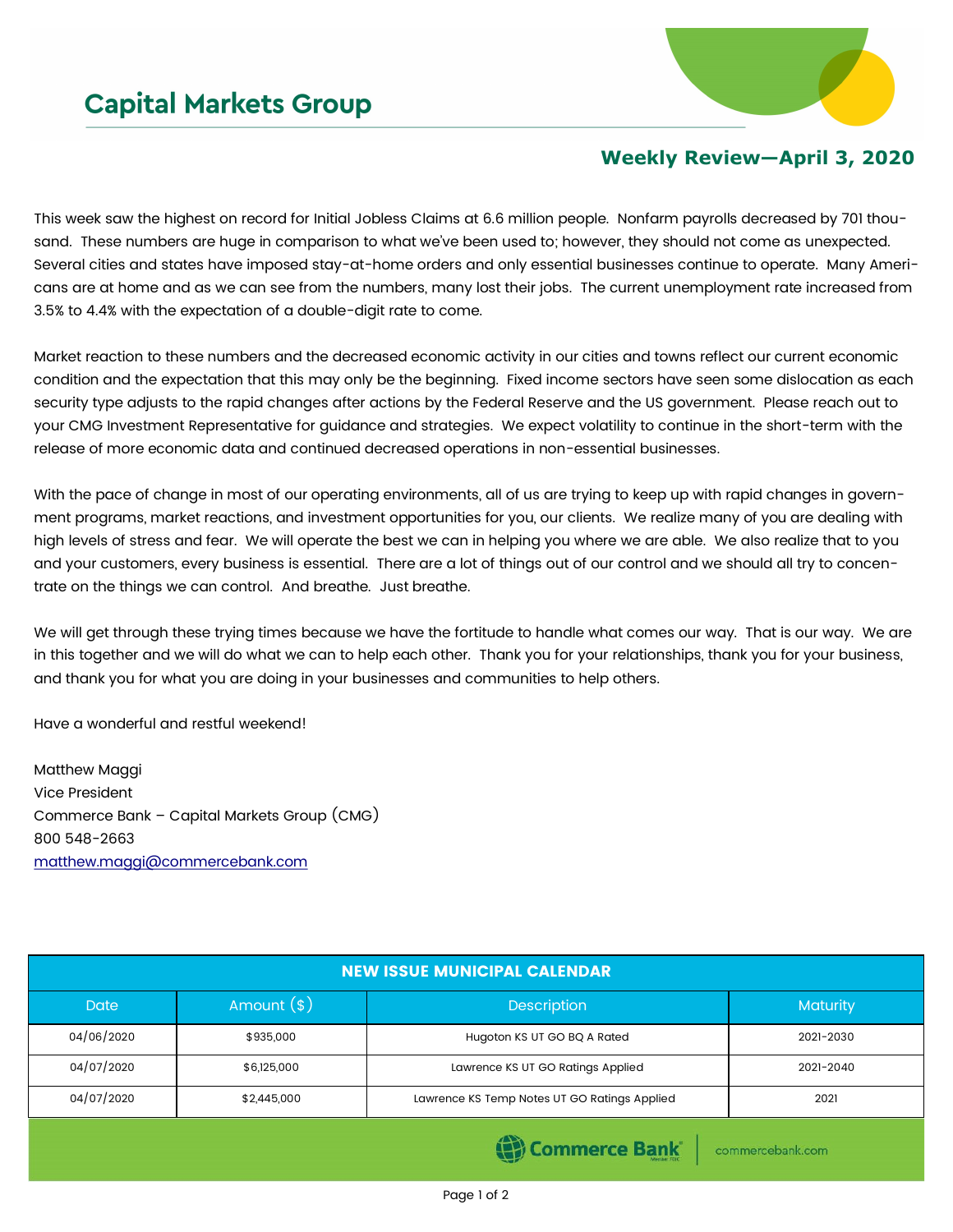# Capital Markets Group

## Weekly Review—April 3, 2020

This week saw the highest on record for Initial Jobless Claims at 6.6 million people. Nonfarm payrolls decreased by 701 thousand. These numbers are huge in comparison to what we've been used to; however, they should not come as unexpected. Several cities and states have imposed stay-at-home orders and only essential businesses continue to operate. Many Americans are at home and as we can see from the numbers, many lost their jobs. The current unemployment rate increased from 3.5% to 4.4% with the expectation of a double-digit rate to come.

Market reaction to these numbers and the decreased economic activity in our cities and towns reflect our current economic condition and the expectation that this may only be the beginning. Fixed income sectors have seen some dislocation as each security type adjusts to the rapid changes after actions by the Federal Reserve and the US government. Please reach out to your CMG Investment Representative for guidance and strategies. We expect volatility to continue in the short-term with the release of more economic data and continued decreased operations in non-essential businesses.

With the pace of change in most of our operating environments, all of us are trying to keep up with rapid changes in government programs, market reactions, and investment opportunities for you, our clients. We realize many of you are dealing with high levels of stress and fear. We will operate the best we can in helping you where we are able. We also realize that to you and your customers, every business is essential. There are a lot of things out of our control and we should all try to concentrate on the things we can control. And breathe. Just breathe.

We will get through these trying times because we have the fortitude to handle what comes our way. That is our way. We are in this together and we will do what we can to help each other. Thank you for your relationships, thank you for your business, and thank you for what you are doing in your businesses and communities to help others.

Have a wonderful and restful weekend!

Matthew Maggi
Vice President
Commerce Bank – Capital Markets Group (CMG)
800 548-2663
matthew.maggi@commercebank.com

| NEW ISSUE MUNICIPAL CALENDAR | | | |
|---|---|---|---|
| Date | Amount ($) | Description | Maturity |
| 04/06/2020 | $935,000 | Hugoton KS UT GO BQ A Rated | 2021-2030 |
| 04/07/2020 | $6,125,000 | Lawrence KS UT GO Ratings Applied | 2021-2040 |
| 04/07/2020 | $2,445,000 | Lawrence KS Temp Notes UT GO Ratings Applied | 2021 |

Commerce Bank | commercebank.com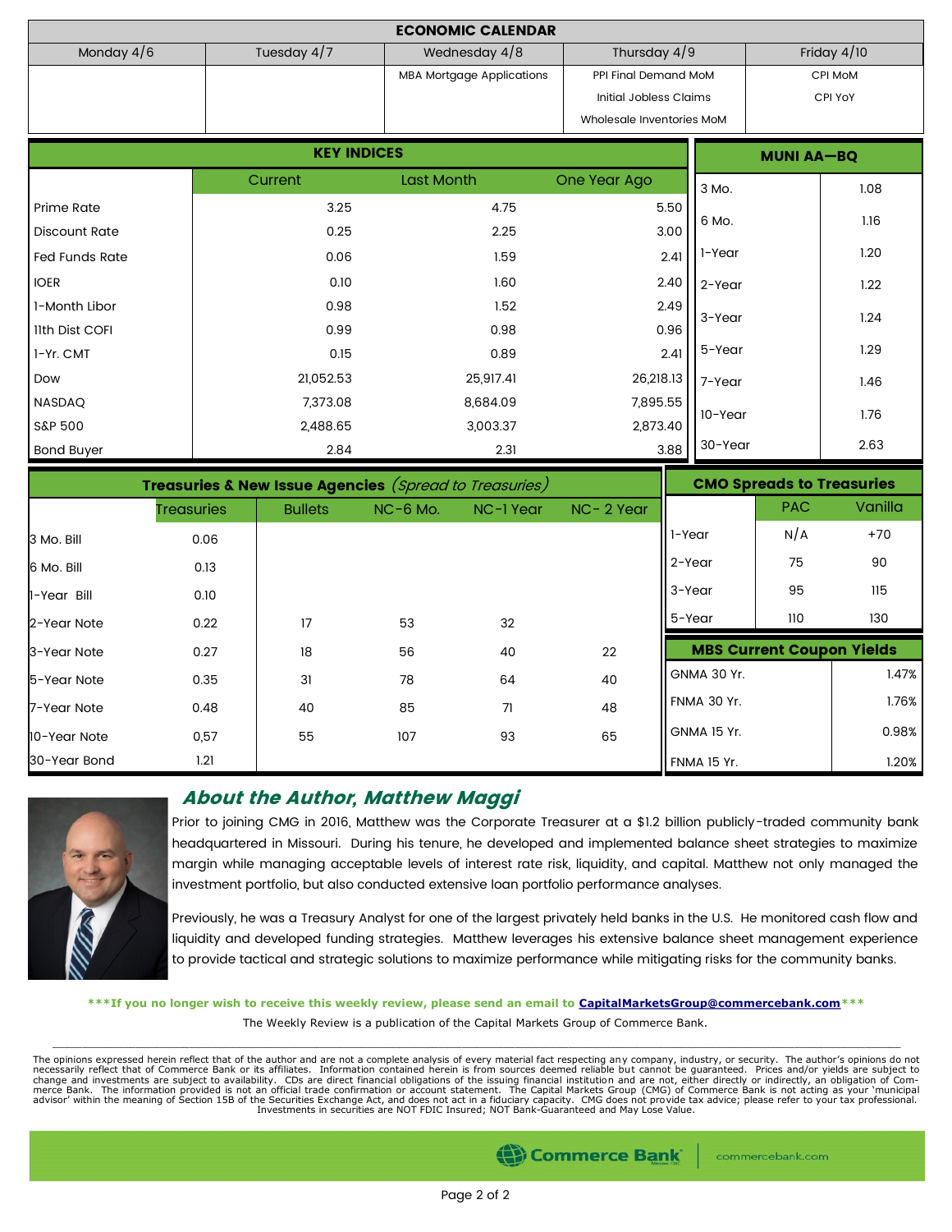## ECONOMIC CALENDAR

| Monday 4/6 | Tuesday 4/7 | Wednesday 4/8 | Thursday 4/9 | Friday 4/10 |
|---|---|---|---|---|
| | | MBA Mortgage Applications | PPI Final Demand MoM | CPI MoM |
| | | | Initial Jobless Claims | CPI YoY |
| | | | Wholesale Inventories MoM | |

## KEY INDICES

| | Current | Last Month | One Year Ago |
|---|---|---|---|
| Prime Rate | 3.25 | 4.75 | 5.50 |
| Discount Rate | 0.25 | 2.25 | 3.00 |
| Fed Funds Rate | 0.06 | 1.59 | 2.41 |
| IOER | 0.10 | 1.60 | 2.40 |
| 1-Month Libor | 0.98 | 1.52 | 2.49 |
| 11th Dist COFI | 0.99 | 0.98 | 0.96 |
| 1-Yr. CMT | 0.15 | 0.89 | 2.41 |
| Dow | 21,052.53 | 25,917.41 | 26,218.13 |
| NASDAQ | 7,373.08 | 8,684.09 | 7,895.55 |
| S&P 500 | 2,488.65 | 3,003.37 | 2,873.40 |
| Bond Buyer | 2.84 | 2.31 | 3.88 |

## MUNI AA—BQ

| | |
|---|---|
| 3 Mo. | 1.08 |
| 6 Mo. | 1.16 |
| 1-Year | 1.20 |
| 2-Year | 1.22 |
| 3-Year | 1.24 |
| 5-Year | 1.29 |
| 7-Year | 1.46 |
| 10-Year | 1.76 |
| 30-Year | 2.63 |

## Treasuries & New Issue Agencies *(Spread to Treasuries)*

| | Treasuries | Bullets | NC-6 Mo. | NC-1 Year | NC- 2 Year |
|---|---|---|---|---|---|
| 3 Mo. Bill | 0.06 | | | | |
| 6 Mo. Bill | 0.13 | | | | |
| 1-Year Bill | 0.10 | | | | |
| 2-Year Note | 0.22 | 17 | 53 | 32 | |
| 3-Year Note | 0.27 | 18 | 56 | 40 | 22 |
| 5-Year Note | 0.35 | 31 | 78 | 64 | 40 |
| 7-Year Note | 0.48 | 40 | 85 | 71 | 48 |
| 10-Year Note | 0,57 | 55 | 107 | 93 | 65 |
| 30-Year Bond | 1.21 | | | | |

## CMO Spreads to Treasuries

| | PAC | Vanilla |
|---|---|---|
| 1-Year | N/A | +70 |
| 2-Year | 75 | 90 |
| 3-Year | 95 | 115 |
| 5-Year | 110 | 130 |

## MBS Current Coupon Yields

| | |
|---|---|
| GNMA 30 Yr. | 1.47% |
| FNMA 30 Yr. | 1.76% |
| GNMA 15 Yr. | 0.98% |
| FNMA 15 Yr. | 1.20% |

## *About the Author, Matthew Maggi*

Prior to joining CMG in 2016, Matthew was the Corporate Treasurer at a $1.2 billion publicly-traded community bank headquartered in Missouri. During his tenure, he developed and implemented balance sheet strategies to maximize margin while managing acceptable levels of interest rate risk, liquidity, and capital. Matthew not only managed the investment portfolio, but also conducted extensive loan portfolio performance analyses.

Previously, he was a Treasury Analyst for one of the largest privately held banks in the U.S. He monitored cash flow and liquidity and developed funding strategies. Matthew leverages his extensive balance sheet management experience to provide tactical and strategic solutions to maximize performance while mitigating risks for the community banks.

***If you no longer wish to receive this weekly review, please send an email to CapitalMarketsGroup@commercebank.com***

The Weekly Review is a publication of the Capital Markets Group of Commerce Bank.

The opinions expressed herein reflect that of the author and are not a complete analysis of every material fact respecting any company, industry, or security. The author's opinions do not necessarily reflect that of Commerce Bank or its affiliates. Information contained herein is from sources deemed reliable but cannot be guaranteed. Prices and/or yields are subject to change and investments are subject to availability. CDs are direct financial obligations of the issuing financial institution and are not, either directly or indirectly, an obligation of Commerce Bank. The information provided is not an official trade confirmation or account statement. The Capital Markets Group (CMG) of Commerce Bank is not acting as your 'municipal advisor' within the meaning of Section 15B of the Securities Exchange Act, and does not act in a fiduciary capacity. CMG does not provide tax advice; please refer to your tax professional. Investments in securities are NOT FDIC Insured; NOT Bank-Guaranteed and May Lose Value.

Commerce Bank | commercebank.com